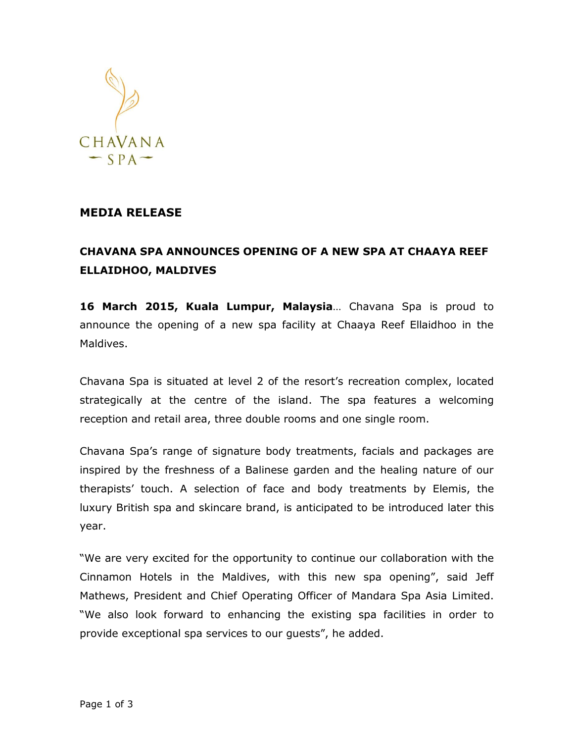CHAVANA
SPA

## MEDIA RELEASE

## CHAVANA SPA ANNOUNCES OPENING OF A NEW SPA AT CHAAYA REEF ELLAIDHOO, MALDIVES

**16 March 2015, Kuala Lumpur, Malaysia**… Chavana Spa is proud to announce the opening of a new spa facility at Chaaya Reef Ellaidhoo in the Maldives.

Chavana Spa is situated at level 2 of the resort's recreation complex, located strategically at the centre of the island. The spa features a welcoming reception and retail area, three double rooms and one single room.

Chavana Spa's range of signature body treatments, facials and packages are inspired by the freshness of a Balinese garden and the healing nature of our therapists' touch. A selection of face and body treatments by Elemis, the luxury British spa and skincare brand, is anticipated to be introduced later this year.

"We are very excited for the opportunity to continue our collaboration with the Cinnamon Hotels in the Maldives, with this new spa opening", said Jeff Mathews, President and Chief Operating Officer of Mandara Spa Asia Limited. "We also look forward to enhancing the existing spa facilities in order to provide exceptional spa services to our guests", he added.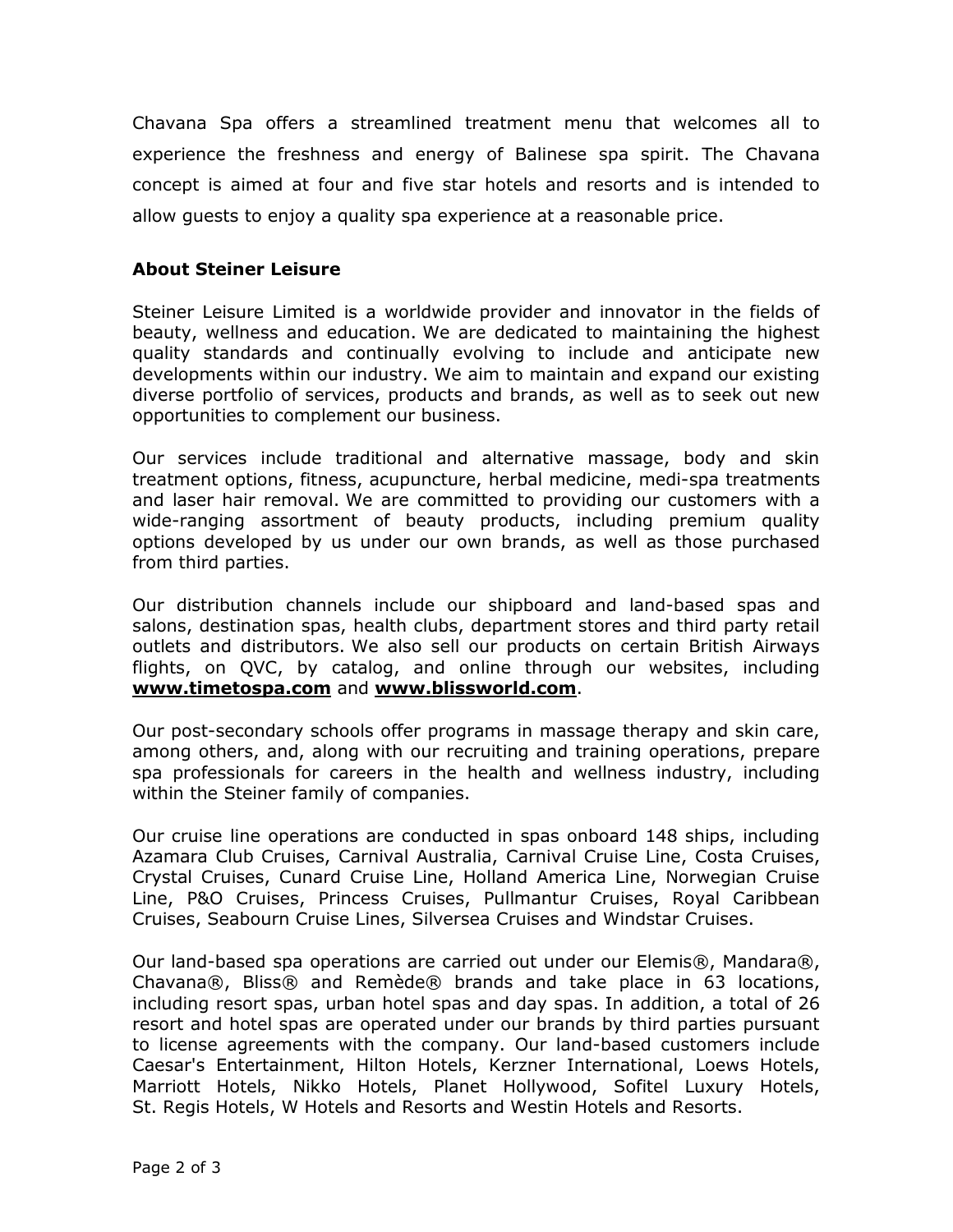Chavana Spa offers a streamlined treatment menu that welcomes all to experience the freshness and energy of Balinese spa spirit. The Chavana concept is aimed at four and five star hotels and resorts and is intended to allow guests to enjoy a quality spa experience at a reasonable price.

**About Steiner Leisure**

Steiner Leisure Limited is a worldwide provider and innovator in the fields of beauty, wellness and education. We are dedicated to maintaining the highest quality standards and continually evolving to include and anticipate new developments within our industry. We aim to maintain and expand our existing diverse portfolio of services, products and brands, as well as to seek out new opportunities to complement our business.

Our services include traditional and alternative massage, body and skin treatment options, fitness, acupuncture, herbal medicine, medi-spa treatments and laser hair removal. We are committed to providing our customers with a wide-ranging assortment of beauty products, including premium quality options developed by us under our own brands, as well as those purchased from third parties.

Our distribution channels include our shipboard and land-based spas and salons, destination spas, health clubs, department stores and third party retail outlets and distributors. We also sell our products on certain British Airways flights, on QVC, by catalog, and online through our websites, including **www.timetospa.com** and **www.blissworld.com**.

Our post-secondary schools offer programs in massage therapy and skin care, among others, and, along with our recruiting and training operations, prepare spa professionals for careers in the health and wellness industry, including within the Steiner family of companies.

Our cruise line operations are conducted in spas onboard 148 ships, including Azamara Club Cruises, Carnival Australia, Carnival Cruise Line, Costa Cruises, Crystal Cruises, Cunard Cruise Line, Holland America Line, Norwegian Cruise Line, P&O Cruises, Princess Cruises, Pullmantur Cruises, Royal Caribbean Cruises, Seabourn Cruise Lines, Silversea Cruises and Windstar Cruises.

Our land-based spa operations are carried out under our Elemis®, Mandara®, Chavana®, Bliss® and Remède® brands and take place in 63 locations, including resort spas, urban hotel spas and day spas. In addition, a total of 26 resort and hotel spas are operated under our brands by third parties pursuant to license agreements with the company. Our land-based customers include Caesar's Entertainment, Hilton Hotels, Kerzner International, Loews Hotels, Marriott Hotels, Nikko Hotels, Planet Hollywood, Sofitel Luxury Hotels, St. Regis Hotels, W Hotels and Resorts and Westin Hotels and Resorts.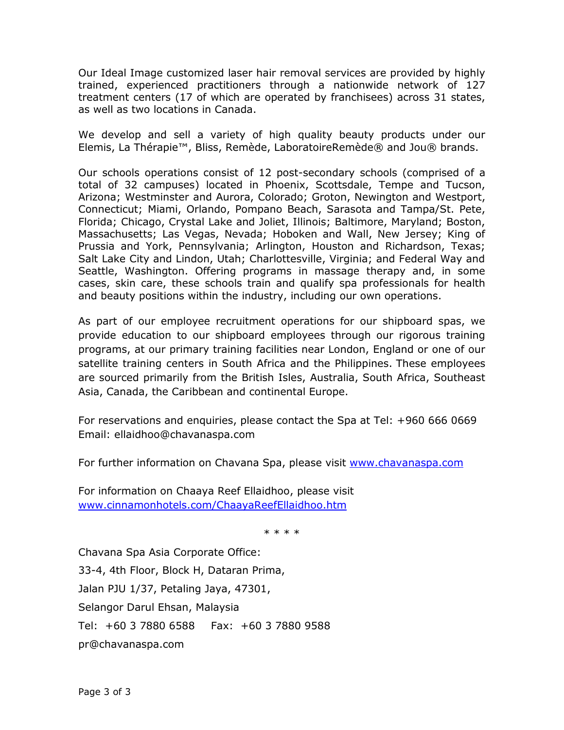Our Ideal Image customized laser hair removal services are provided by highly trained, experienced practitioners through a nationwide network of 127 treatment centers (17 of which are operated by franchisees) across 31 states, as well as two locations in Canada.

We develop and sell a variety of high quality beauty products under our Elemis, La Thérapie™, Bliss, Remède, LaboratoireRemède® and Jou® brands.

Our schools operations consist of 12 post-secondary schools (comprised of a total of 32 campuses) located in Phoenix, Scottsdale, Tempe and Tucson, Arizona; Westminster and Aurora, Colorado; Groton, Newington and Westport, Connecticut; Miami, Orlando, Pompano Beach, Sarasota and Tampa/St. Pete, Florida; Chicago, Crystal Lake and Joliet, Illinois; Baltimore, Maryland; Boston, Massachusetts; Las Vegas, Nevada; Hoboken and Wall, New Jersey; King of Prussia and York, Pennsylvania; Arlington, Houston and Richardson, Texas; Salt Lake City and Lindon, Utah; Charlottesville, Virginia; and Federal Way and Seattle, Washington. Offering programs in massage therapy and, in some cases, skin care, these schools train and qualify spa professionals for health and beauty positions within the industry, including our own operations.

As part of our employee recruitment operations for our shipboard spas, we provide education to our shipboard employees through our rigorous training programs, at our primary training facilities near London, England or one of our satellite training centers in South Africa and the Philippines. These employees are sourced primarily from the British Isles, Australia, South Africa, Southeast Asia, Canada, the Caribbean and continental Europe.

For reservations and enquiries, please contact the Spa at Tel: +960 666 0669
Email: ellaidhoo@chavanaspa.com

For further information on Chavana Spa, please visit www.chavanaspa.com

For information on Chaaya Reef Ellaidhoo, please visit
www.cinnamonhotels.com/ChaayaReefEllaidhoo.htm

\* \* \* \*

Chavana Spa Asia Corporate Office:

33-4, 4th Floor, Block H, Dataran Prima,

Jalan PJU 1/37, Petaling Jaya, 47301,

Selangor Darul Ehsan, Malaysia

Tel: +60 3 7880 6588 Fax: +60 3 7880 9588

pr@chavanaspa.com